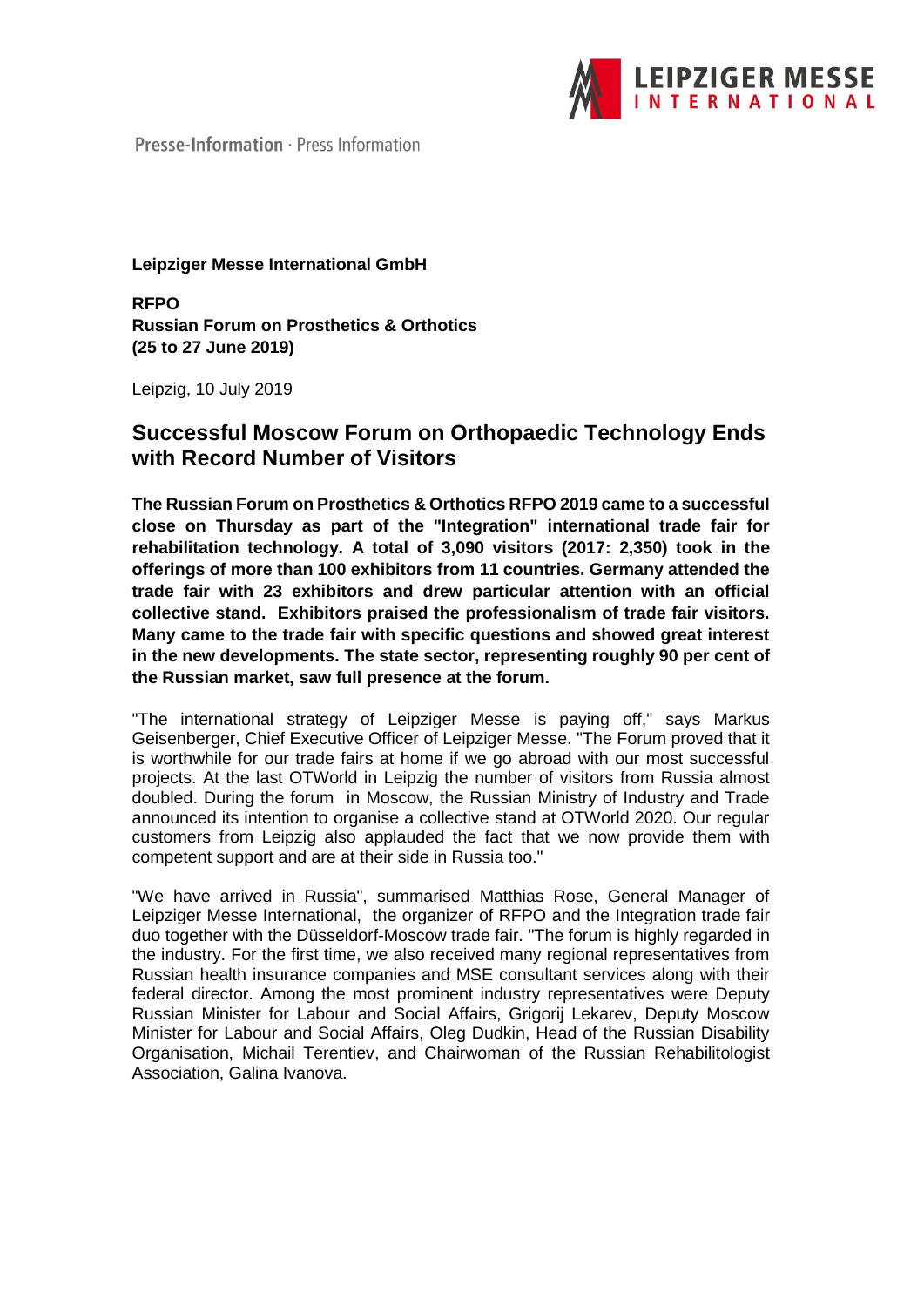Presse-Information · Press Information

**Leipziger Messe International GmbH**

**RFPO**
**Russian Forum on Prosthetics & Orthotics**
**(25 to 27 June 2019)**

Leipzig, 10 July 2019

## Successful Moscow Forum on Orthopaedic Technology Ends with Record Number of Visitors

**The Russian Forum on Prosthetics & Orthotics RFPO 2019 came to a successful close on Thursday as part of the "Integration" international trade fair for rehabilitation technology. A total of 3,090 visitors (2017: 2,350) took in the offerings of more than 100 exhibitors from 11 countries. Germany attended the trade fair with 23 exhibitors and drew particular attention with an official collective stand. Exhibitors praised the professionalism of trade fair visitors. Many came to the trade fair with specific questions and showed great interest in the new developments. The state sector, representing roughly 90 per cent of the Russian market, saw full presence at the forum.**

"The international strategy of Leipziger Messe is paying off," says Markus Geisenberger, Chief Executive Officer of Leipziger Messe. "The Forum proved that it is worthwhile for our trade fairs at home if we go abroad with our most successful projects. At the last OTWorld in Leipzig the number of visitors from Russia almost doubled. During the forum in Moscow, the Russian Ministry of Industry and Trade announced its intention to organise a collective stand at OTWorld 2020. Our regular customers from Leipzig also applauded the fact that we now provide them with competent support and are at their side in Russia too."

"We have arrived in Russia", summarised Matthias Rose, General Manager of Leipziger Messe International, the organizer of RFPO and the Integration trade fair duo together with the Düsseldorf-Moscow trade fair. "The forum is highly regarded in the industry. For the first time, we also received many regional representatives from Russian health insurance companies and MSE consultant services along with their federal director. Among the most prominent industry representatives were Deputy Russian Minister for Labour and Social Affairs, Grigorij Lekarev, Deputy Moscow Minister for Labour and Social Affairs, Oleg Dudkin, Head of the Russian Disability Organisation, Michail Terentiev, and Chairwoman of the Russian Rehabilitologist Association, Galina Ivanova.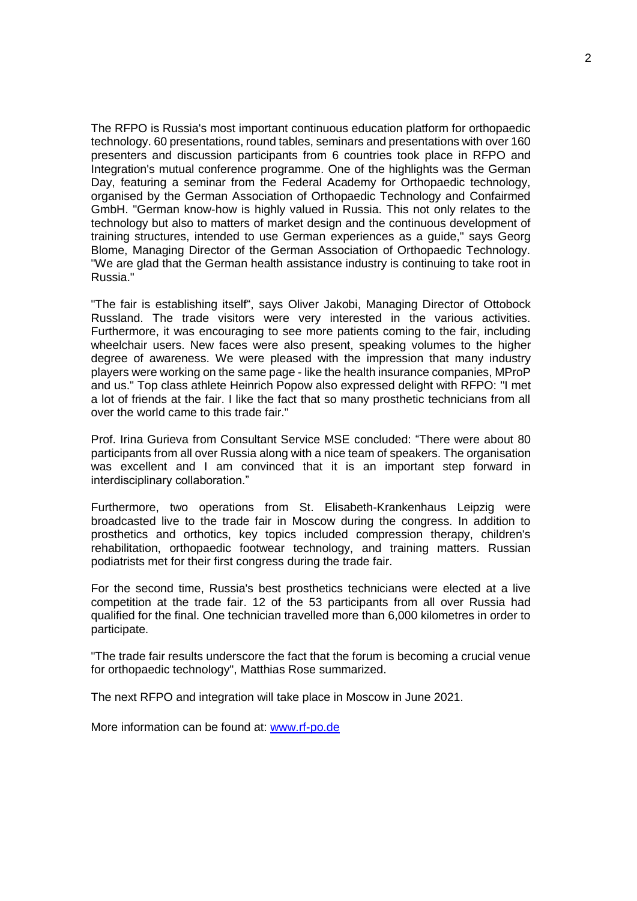The RFPO is Russia's most important continuous education platform for orthopaedic technology. 60 presentations, round tables, seminars and presentations with over 160 presenters and discussion participants from 6 countries took place in RFPO and Integration's mutual conference programme. One of the highlights was the German Day, featuring a seminar from the Federal Academy for Orthopaedic technology, organised by the German Association of Orthopaedic Technology and Confairmed GmbH. "German know-how is highly valued in Russia. This not only relates to the technology but also to matters of market design and the continuous development of training structures, intended to use German experiences as a guide," says Georg Blome, Managing Director of the German Association of Orthopaedic Technology. "We are glad that the German health assistance industry is continuing to take root in Russia."

"The fair is establishing itself", says Oliver Jakobi, Managing Director of Ottobock Russland. The trade visitors were very interested in the various activities. Furthermore, it was encouraging to see more patients coming to the fair, including wheelchair users. New faces were also present, speaking volumes to the higher degree of awareness. We were pleased with the impression that many industry players were working on the same page - like the health insurance companies, MProP and us." Top class athlete Heinrich Popow also expressed delight with RFPO: "I met a lot of friends at the fair. I like the fact that so many prosthetic technicians from all over the world came to this trade fair."

Prof. Irina Gurieva from Consultant Service MSE concluded: “There were about 80 participants from all over Russia along with a nice team of speakers. The organisation was excellent and I am convinced that it is an important step forward in interdisciplinary collaboration.”

Furthermore, two operations from St. Elisabeth-Krankenhaus Leipzig were broadcasted live to the trade fair in Moscow during the congress. In addition to prosthetics and orthotics, key topics included compression therapy, children's rehabilitation, orthopaedic footwear technology, and training matters. Russian podiatrists met for their first congress during the trade fair.

For the second time, Russia's best prosthetics technicians were elected at a live competition at the trade fair. 12 of the 53 participants from all over Russia had qualified for the final. One technician travelled more than 6,000 kilometres in order to participate.

"The trade fair results underscore the fact that the forum is becoming a crucial venue for orthopaedic technology", Matthias Rose summarized.

The next RFPO and integration will take place in Moscow in June 2021.

More information can be found at: [www.rf-po.de](http://www.rf-po.de)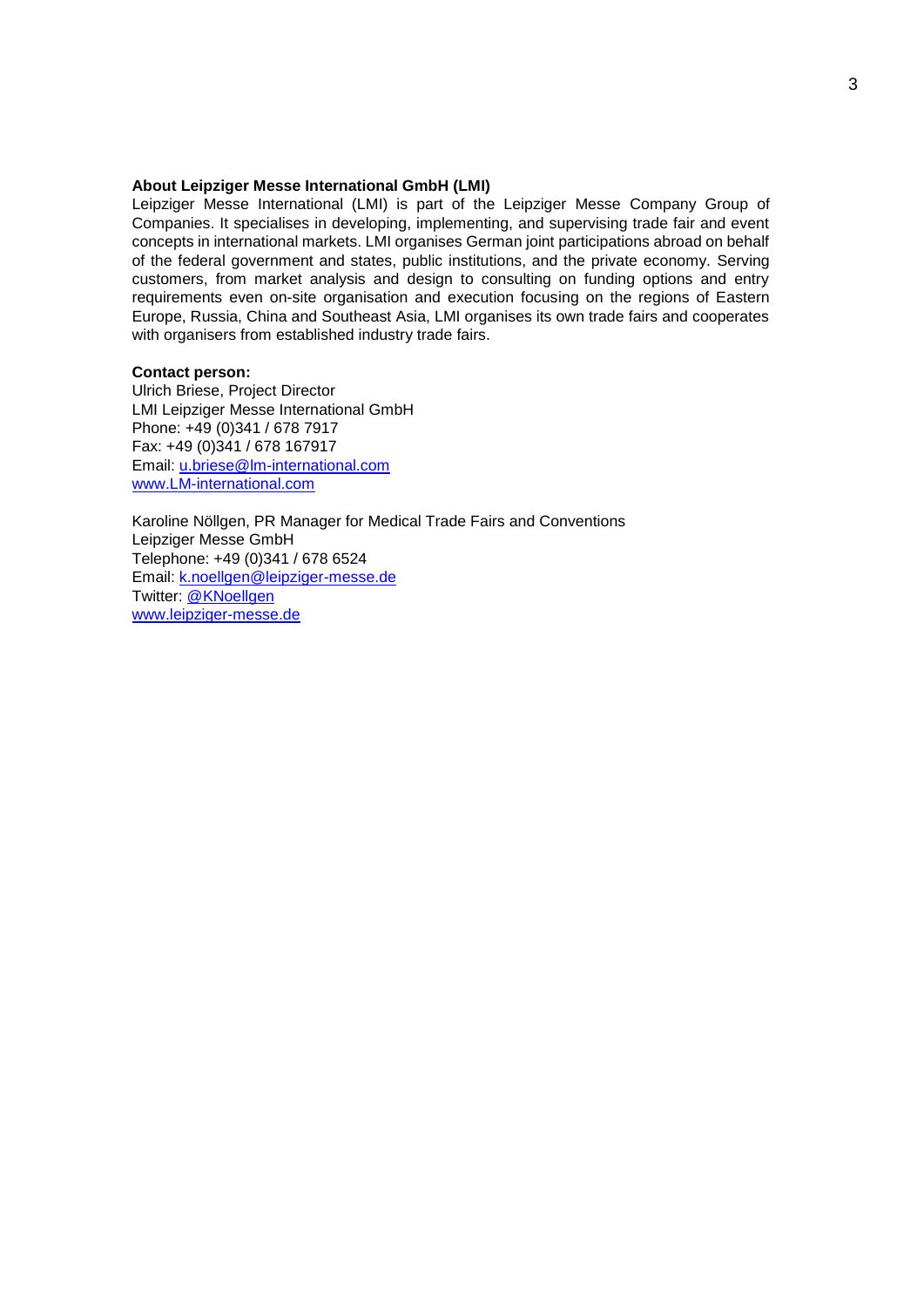**About Leipziger Messe International GmbH (LMI)**

Leipziger Messe International (LMI) is part of the Leipziger Messe Company Group of Companies. It specialises in developing, implementing, and supervising trade fair and event concepts in international markets. LMI organises German joint participations abroad on behalf of the federal government and states, public institutions, and the private economy. Serving customers, from market analysis and design to consulting on funding options and entry requirements even on-site organisation and execution focusing on the regions of Eastern Europe, Russia, China and Southeast Asia, LMI organises its own trade fairs and cooperates with organisers from established industry trade fairs.

**Contact person:**

Ulrich Briese, Project Director
LMI Leipziger Messe International GmbH
Phone: +49 (0)341 / 678 7917
Fax: +49 (0)341 / 678 167917
Email: u.briese@lm-international.com
www.LM-international.com

Karoline Nöllgen, PR Manager for Medical Trade Fairs and Conventions
Leipziger Messe GmbH
Telephone: +49 (0)341 / 678 6524
Email: k.noellgen@leipziger-messe.de
Twitter: @KNoellgen
www.leipziger-messe.de